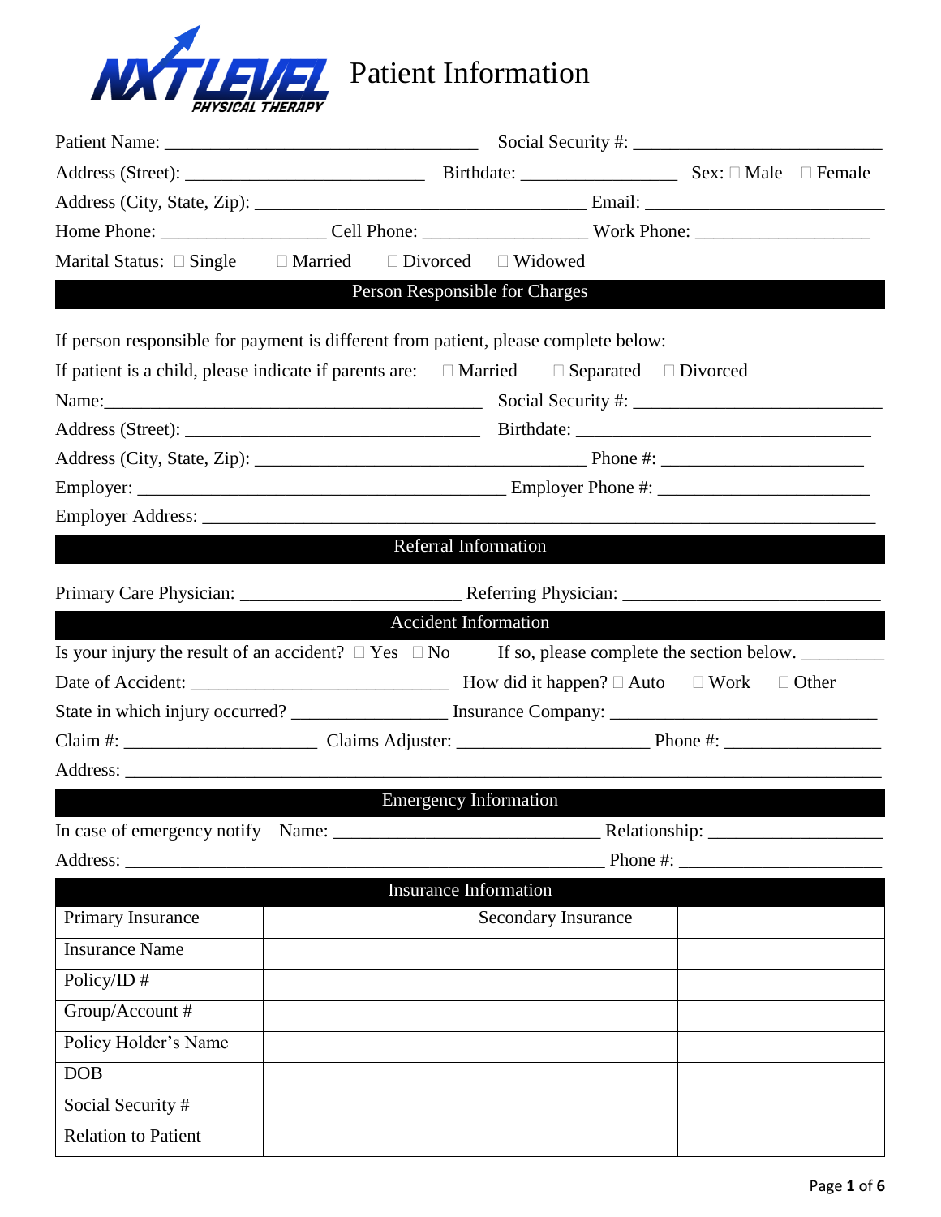# Patient Information

Patient Name: ___________________________________ Social Security #: ____________________________

Address (Street): _________________________ Birthdate: _________________ Sex: ☐ Male ☐ Female

Address (City, State, Zip): ____________________________________ Email: __________________________

Home Phone: _________________ Cell Phone: __________________ Work Phone: ___________________

Marital Status: ☐ Single ☐ Married ☐ Divorced ☐ Widowed

## Person Responsible for Charges

If person responsible for payment is different from patient, please complete below:

If patient is a child, please indicate if parents are: ☐ Married ☐ Separated ☐ Divorced

Name:__________________________________________ Social Security #: ____________________________

Address (Street): ________________________________ Birthdate: _________________________________

Address (City, State, Zip): ____________________________________ Phone #: ______________________

Employer: __________________________________________ Employer Phone #: _______________________

Employer Address: ___________________________________________________________________________

## Referral Information

Primary Care Physician: ________________________ Referring Physician: ____________________________

## Accident Information

Is your injury the result of an accident? ☐ Yes ☐ No If so, please complete the section below. _________

Date of Accident: ____________________________ How did it happen? ☐ Auto ☐ Work ☐ Other

State in which injury occurred? _________________ Insurance Company: _____________________________

Claim #: _____________________ Claims Adjuster: _____________________ Phone #: _________________

Address: ____________________________________________________________________________________

## Emergency Information

In case of emergency notify – Name: _____________________________ Relationship: ___________________

Address: ______________________________________________________ Phone #: _______________________

## Insurance Information

| Primary Insurance | | Secondary Insurance | |
|---|---|---|---|
| Insurance Name | | | |
| Policy/ID # | | | |
| Group/Account # | | | |
| Policy Holder's Name | | | |
| DOB | | | |
| Social Security # | | | |
| Relation to Patient | | | |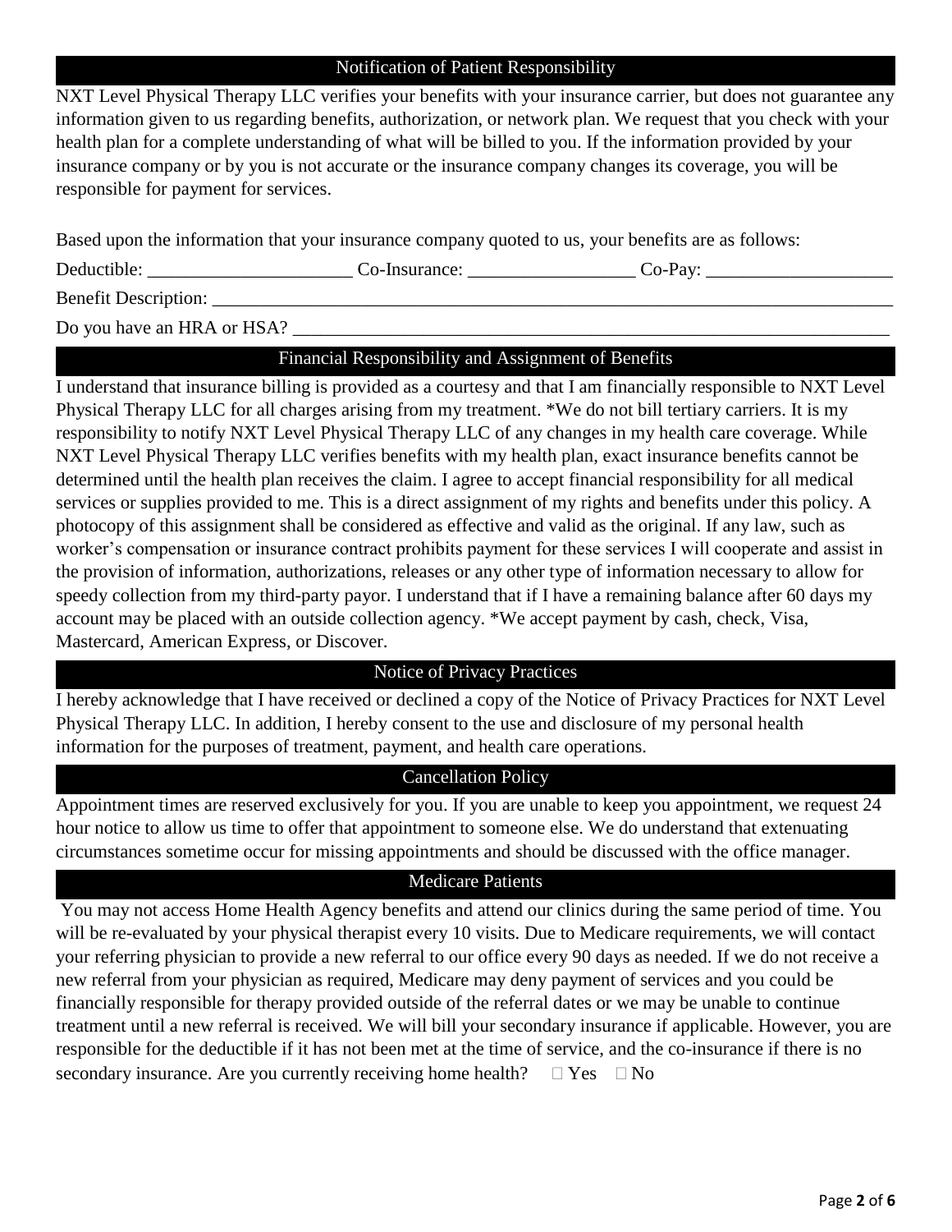## Notification of Patient Responsibility

NXT Level Physical Therapy LLC verifies your benefits with your insurance carrier, but does not guarantee any information given to us regarding benefits, authorization, or network plan. We request that you check with your health plan for a complete understanding of what will be billed to you. If the information provided by your insurance company or by you is not accurate or the insurance company changes its coverage, you will be responsible for payment for services.

Based upon the information that your insurance company quoted to us, your benefits are as follows:

Deductible: ______________________ Co-Insurance: __________________ Co-Pay: ____________________

Benefit Description: ______________________________________________________________________________

Do you have an HRA or HSA? ____________________________________________________________________

## Financial Responsibility and Assignment of Benefits

I understand that insurance billing is provided as a courtesy and that I am financially responsible to NXT Level Physical Therapy LLC for all charges arising from my treatment. *We do not bill tertiary carriers. It is my responsibility to notify NXT Level Physical Therapy LLC of any changes in my health care coverage. While NXT Level Physical Therapy LLC verifies benefits with my health plan, exact insurance benefits cannot be determined until the health plan receives the claim. I agree to accept financial responsibility for all medical services or supplies provided to me. This is a direct assignment of my rights and benefits under this policy. A photocopy of this assignment shall be considered as effective and valid as the original. If any law, such as worker's compensation or insurance contract prohibits payment for these services I will cooperate and assist in the provision of information, authorizations, releases or any other type of information necessary to allow for speedy collection from my third-party payor. I understand that if I have a remaining balance after 60 days my account may be placed with an outside collection agency. *We accept payment by cash, check, Visa, Mastercard, American Express, or Discover.

## Notice of Privacy Practices

I hereby acknowledge that I have received or declined a copy of the Notice of Privacy Practices for NXT Level Physical Therapy LLC. In addition, I hereby consent to the use and disclosure of my personal health information for the purposes of treatment, payment, and health care operations.

## Cancellation Policy

Appointment times are reserved exclusively for you. If you are unable to keep you appointment, we request 24 hour notice to allow us time to offer that appointment to someone else. We do understand that extenuating circumstances sometime occur for missing appointments and should be discussed with the office manager.

## Medicare Patients

You may not access Home Health Agency benefits and attend our clinics during the same period of time. You will be re-evaluated by your physical therapist every 10 visits. Due to Medicare requirements, we will contact your referring physician to provide a new referral to our office every 90 days as needed. If we do not receive a new referral from your physician as required, Medicare may deny payment of services and you could be financially responsible for therapy provided outside of the referral dates or we may be unable to continue treatment until a new referral is received. We will bill your secondary insurance if applicable. However, you are responsible for the deductible if it has not been met at the time of service, and the co-insurance if there is no secondary insurance. Are you currently receiving home health? ☐ Yes ☐ No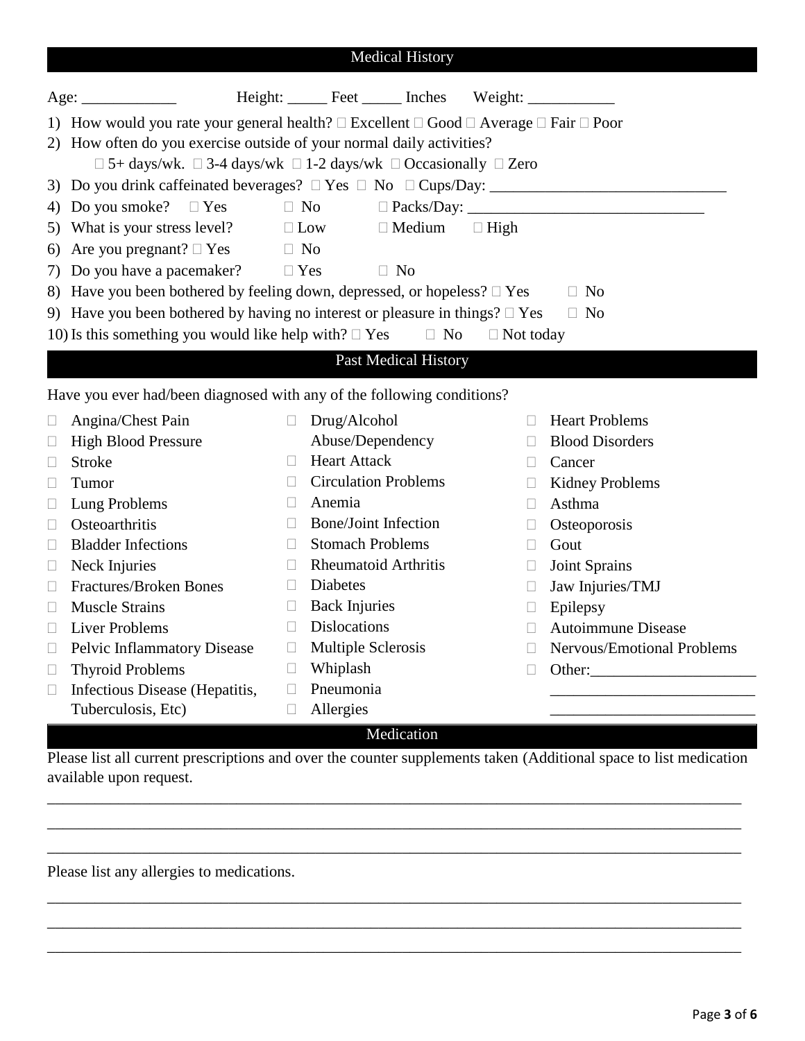## Medical History

Age: ____________ Height: _____ Feet _____ Inches Weight: ___________

1) How would you rate your general health? ☐ Excellent ☐ Good ☐ Average ☐ Fair ☐ Poor
2) How often do you exercise outside of your normal daily activities?
   ☐ 5+ days/wk. ☐ 3-4 days/wk ☐ 1-2 days/wk ☐ Occasionally ☐ Zero
3) Do you drink caffeinated beverages? ☐ Yes ☐ No ☐ Cups/Day: ______________________________
4) Do you smoke? ☐ Yes ☐ No ☐ Packs/Day: ______________________________
5) What is your stress level? ☐ Low ☐ Medium ☐ High
6) Are you pregnant? ☐ Yes ☐ No
7) Do you have a pacemaker? ☐ Yes ☐ No
8) Have you been bothered by feeling down, depressed, or hopeless? ☐ Yes ☐ No
9) Have you been bothered by having no interest or pleasure in things? ☐ Yes ☐ No
10) Is this something you would like help with? ☐ Yes ☐ No ☐ Not today

## Past Medical History

Have you ever had/been diagnosed with any of the following conditions?

- ☐ Angina/Chest Pain
- ☐ High Blood Pressure
- ☐ Stroke
- ☐ Tumor
- ☐ Lung Problems
- ☐ Osteoarthritis
- ☐ Bladder Infections
- ☐ Neck Injuries
- ☐ Fractures/Broken Bones
- ☐ Muscle Strains
- ☐ Liver Problems
- ☐ Pelvic Inflammatory Disease
- ☐ Thyroid Problems
- ☐ Infectious Disease (Hepatitis, Tuberculosis, Etc)
- ☐ Drug/Alcohol Abuse/Dependency
- ☐ Heart Attack
- ☐ Circulation Problems
- ☐ Anemia
- ☐ Bone/Joint Infection
- ☐ Stomach Problems
- ☐ Rheumatoid Arthritis
- ☐ Diabetes
- ☐ Back Injuries
- ☐ Dislocations
- ☐ Multiple Sclerosis
- ☐ Whiplash
- ☐ Pneumonia
- ☐ Allergies
- ☐ Heart Problems
- ☐ Blood Disorders
- ☐ Cancer
- ☐ Kidney Problems
- ☐ Asthma
- ☐ Osteoporosis
- ☐ Gout
- ☐ Joint Sprains
- ☐ Jaw Injuries/TMJ
- ☐ Epilepsy
- ☐ Autoimmune Disease
- ☐ Nervous/Emotional Problems
- ☐ Other:_____________________
  _________________________
  _________________________

## Medication

Please list all current prescriptions and over the counter supplements taken (Additional space to list medication available upon request.

_______________________________________________________________________________________

_______________________________________________________________________________________

_______________________________________________________________________________________

Please list any allergies to medications.

_______________________________________________________________________________________

_______________________________________________________________________________________

_______________________________________________________________________________________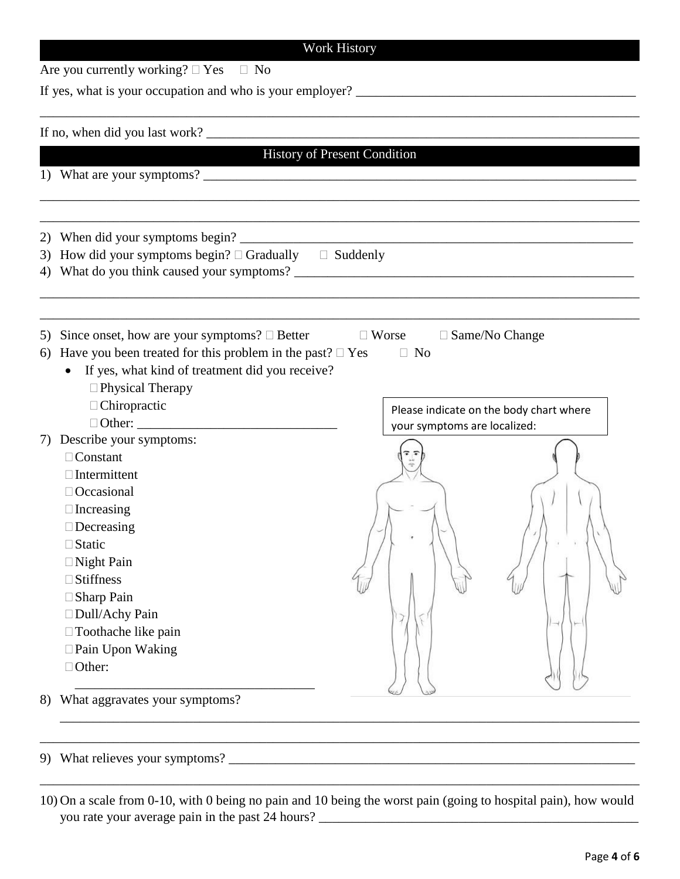## Work History

Are you currently working? ☐ Yes ☐ No

If yes, what is your occupation and who is your employer? ___________________________________________

_____________________________________________________________________________________________

If no, when did you last work? ___________________________________________________________________

## History of Present Condition

1) What are your symptoms? ______________________________________________________________________

_____________________________________________________________________________________________

_____________________________________________________________________________________________

2) When did your symptoms begin? ____________________________________________________________
3) How did your symptoms begin? ☐ Gradually ☐ Suddenly
4) What do you think caused your symptoms? ___________________________________________________

_____________________________________________________________________________________________

_____________________________________________________________________________________________

5) Since onset, how are your symptoms? ☐ Better ☐ Worse ☐ Same/No Change
6) Have you been treated for this problem in the past? ☐ Yes ☐ No
   - If yes, what kind of treatment did you receive?
     - ☐ Physical Therapy
     - ☐ Chiropractic
     - ☐ Other: ______________________________
7) Describe your symptoms:
   - ☐ Constant
   - ☐ Intermittent
   - ☐ Occasional
   - ☐ Increasing
   - ☐ Decreasing
   - ☐ Static
   - ☐ Night Pain
   - ☐ Stiffness
   - ☐ Sharp Pain
   - ☐ Dull/Achy Pain
   - ☐ Toothache like pain
   - ☐ Pain Upon Waking
   - ☐ Other: ___________________________________

Please indicate on the body chart where your symptoms are localized:

8) What aggravates your symptoms?

_____________________________________________________________________________________________

_____________________________________________________________________________________________

9) What relieves your symptoms? __________________________________________________________________

_____________________________________________________________________________________________

10) On a scale from 0-10, with 0 being no pain and 10 being the worst pain (going to hospital pain), how would you rate your average pain in the past 24 hours? ____________________________________________________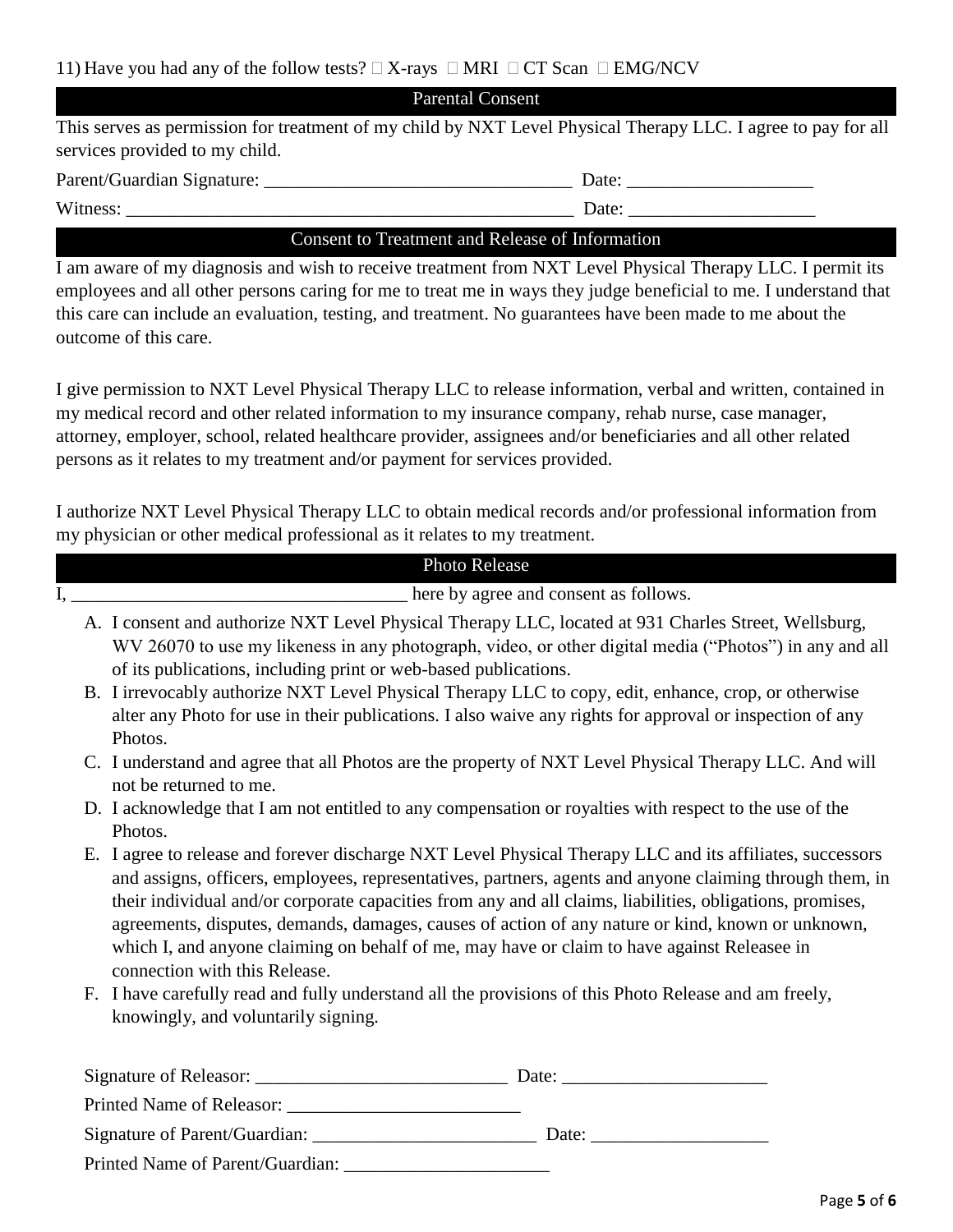11) Have you had any of the follow tests? ☐ X-rays ☐ MRI ☐ CT Scan ☐ EMG/NCV

## Parental Consent

This serves as permission for treatment of my child by NXT Level Physical Therapy LLC. I agree to pay for all services provided to my child.

Parent/Guardian Signature: _________________________________ Date: ____________________

Witness: _________________________________________________ Date: ____________________

## Consent to Treatment and Release of Information

I am aware of my diagnosis and wish to receive treatment from NXT Level Physical Therapy LLC. I permit its employees and all other persons caring for me to treat me in ways they judge beneficial to me. I understand that this care can include an evaluation, testing, and treatment. No guarantees have been made to me about the outcome of this care.

I give permission to NXT Level Physical Therapy LLC to release information, verbal and written, contained in my medical record and other related information to my insurance company, rehab nurse, case manager, attorney, employer, school, related healthcare provider, assignees and/or beneficiaries and all other related persons as it relates to my treatment and/or payment for services provided.

I authorize NXT Level Physical Therapy LLC to obtain medical records and/or professional information from my physician or other medical professional as it relates to my treatment.

## Photo Release

I, ____________________________________ here by agree and consent as follows.

A. I consent and authorize NXT Level Physical Therapy LLC, located at 931 Charles Street, Wellsburg, WV 26070 to use my likeness in any photograph, video, or other digital media ("Photos") in any and all of its publications, including print or web-based publications.
B. I irrevocably authorize NXT Level Physical Therapy LLC to copy, edit, enhance, crop, or otherwise alter any Photo for use in their publications. I also waive any rights for approval or inspection of any Photos.
C. I understand and agree that all Photos are the property of NXT Level Physical Therapy LLC. And will not be returned to me.
D. I acknowledge that I am not entitled to any compensation or royalties with respect to the use of the Photos.
E. I agree to release and forever discharge NXT Level Physical Therapy LLC and its affiliates, successors and assigns, officers, employees, representatives, partners, agents and anyone claiming through them, in their individual and/or corporate capacities from any and all claims, liabilities, obligations, promises, agreements, disputes, demands, damages, causes of action of any nature or kind, known or unknown, which I, and anyone claiming on behalf of me, may have or claim to have against Releasee in connection with this Release.
F. I have carefully read and fully understand all the provisions of this Photo Release and am freely, knowingly, and voluntarily signing.

Signature of Releasor: ___________________________ Date: ______________________

Printed Name of Releasor: _________________________

Signature of Parent/Guardian: ________________________ Date: ___________________

Printed Name of Parent/Guardian: ______________________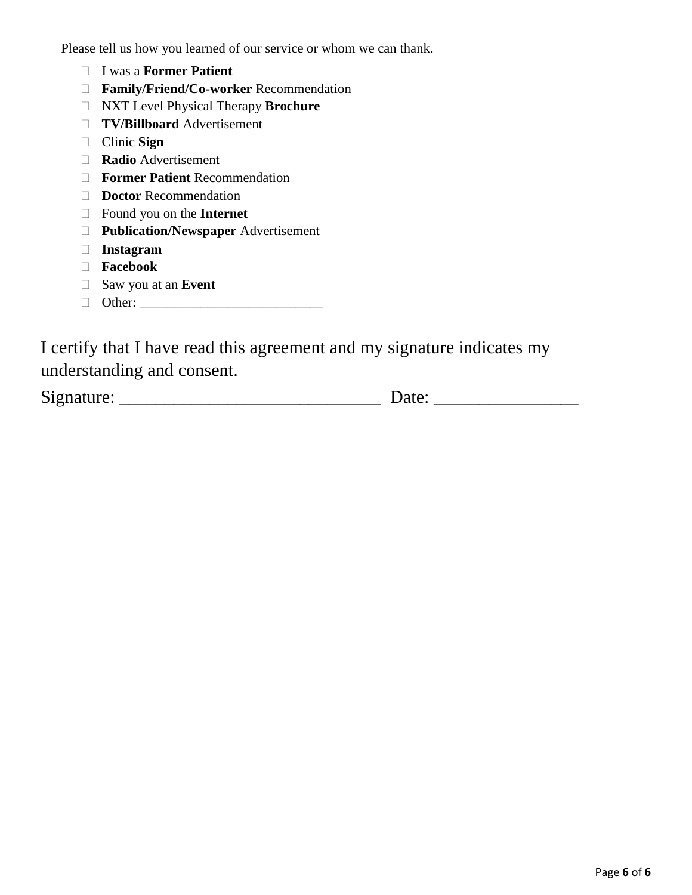Please tell us how you learned of our service or whom we can thank.

- ☐ I was a **Former Patient**
- ☐ **Family/Friend/Co-worker** Recommendation
- ☐ NXT Level Physical Therapy **Brochure**
- ☐ **TV/Billboard** Advertisement
- ☐ Clinic **Sign**
- ☐ **Radio** Advertisement
- ☐ **Former Patient** Recommendation
- ☐ **Doctor** Recommendation
- ☐ Found you on the **Internet**
- ☐ **Publication/Newspaper** Advertisement
- ☐ **Instagram**
- ☐ **Facebook**
- ☐ Saw you at an **Event**
- ☐ Other: ___________________________

I certify that I have read this agreement and my signature indicates my understanding and consent.

Signature: ______________________________ Date: ________________